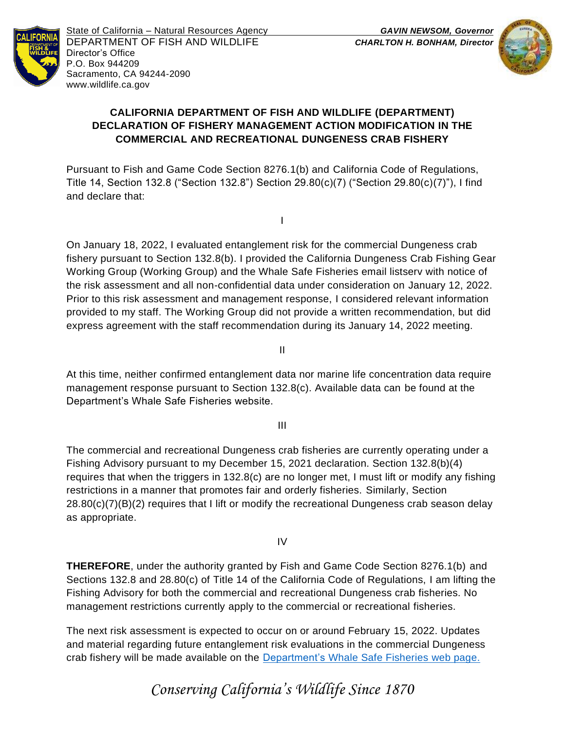State of California – Natural Resources Agency
DEPARTMENT OF FISH AND WILDLIFE
Director's Office
P.O. Box 944209
Sacramento, CA 94244-2090
www.wildlife.ca.gov

***GAVIN NEWSOM, Governor***
***CHARLTON H. BONHAM, Director***

**CALIFORNIA DEPARTMENT OF FISH AND WILDLIFE (DEPARTMENT) DECLARATION OF FISHERY MANAGEMENT ACTION MODIFICATION IN THE COMMERCIAL AND RECREATIONAL DUNGENESS CRAB FISHERY**

Pursuant to Fish and Game Code Section 8276.1(b) and California Code of Regulations, Title 14, Section 132.8 ("Section 132.8") Section 29.80(c)(7) ("Section 29.80(c)(7)"), I find and declare that:

I

On January 18, 2022, I evaluated entanglement risk for the commercial Dungeness crab fishery pursuant to Section 132.8(b). I provided the California Dungeness Crab Fishing Gear Working Group (Working Group) and the Whale Safe Fisheries email listserv with notice of the risk assessment and all non-confidential data under consideration on January 12, 2022. Prior to this risk assessment and management response, I considered relevant information provided to my staff. The Working Group did not provide a written recommendation, but did express agreement with the staff recommendation during its January 14, 2022 meeting.

II

At this time, neither confirmed entanglement data nor marine life concentration data require management response pursuant to Section 132.8(c). Available data can be found at the Department's Whale Safe Fisheries website.

III

The commercial and recreational Dungeness crab fisheries are currently operating under a Fishing Advisory pursuant to my December 15, 2021 declaration. Section 132.8(b)(4) requires that when the triggers in 132.8(c) are no longer met, I must lift or modify any fishing restrictions in a manner that promotes fair and orderly fisheries. Similarly, Section 28.80(c)(7)(B)(2) requires that I lift or modify the recreational Dungeness crab season delay as appropriate.

IV

**THEREFORE**, under the authority granted by Fish and Game Code Section 8276.1(b) and Sections 132.8 and 28.80(c) of Title 14 of the California Code of Regulations, I am lifting the Fishing Advisory for both the commercial and recreational Dungeness crab fisheries. No management restrictions currently apply to the commercial or recreational fisheries.

The next risk assessment is expected to occur on or around February 15, 2022. Updates and material regarding future entanglement risk evaluations in the commercial Dungeness crab fishery will be made available on the Department's Whale Safe Fisheries web page.

*Conserving California's Wildlife Since 1870*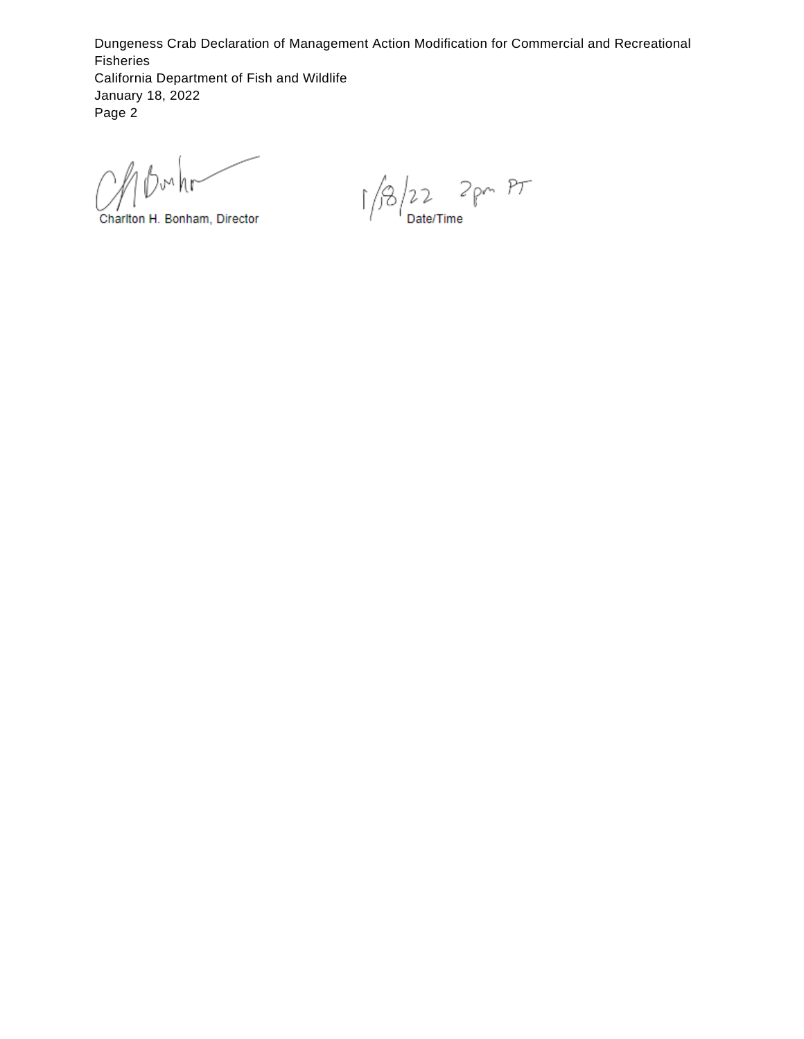Charlton H. Bonham, Director

1/18/22 2pm PT
Date/Time